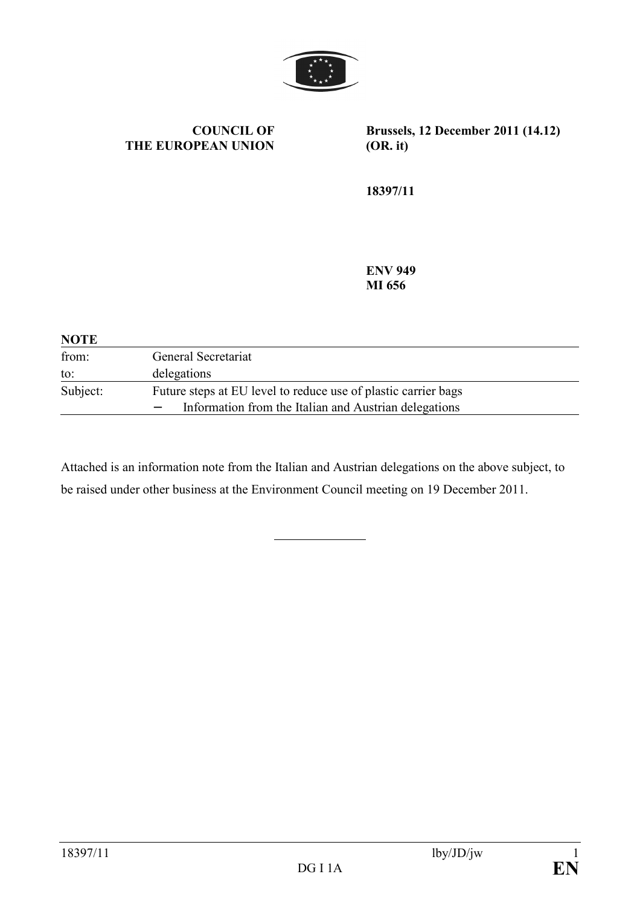**COUNCIL OF THE EUROPEAN UNION**

**Brussels, 12 December 2011 (14.12)**
**(OR. it)**

**18397/11**

**ENV 949**
**MI 656**

**NOTE**

| | |
|---|---|
| from: | General Secretariat |
| to: | delegations |
| Subject: | Future steps at EU level to reduce use of plastic carrier bags<br>– Information from the Italian and Austrian delegations |

Attached is an information note from the Italian and Austrian delegations on the above subject, to be raised under other business at the Environment Council meeting on 19 December 2011.

---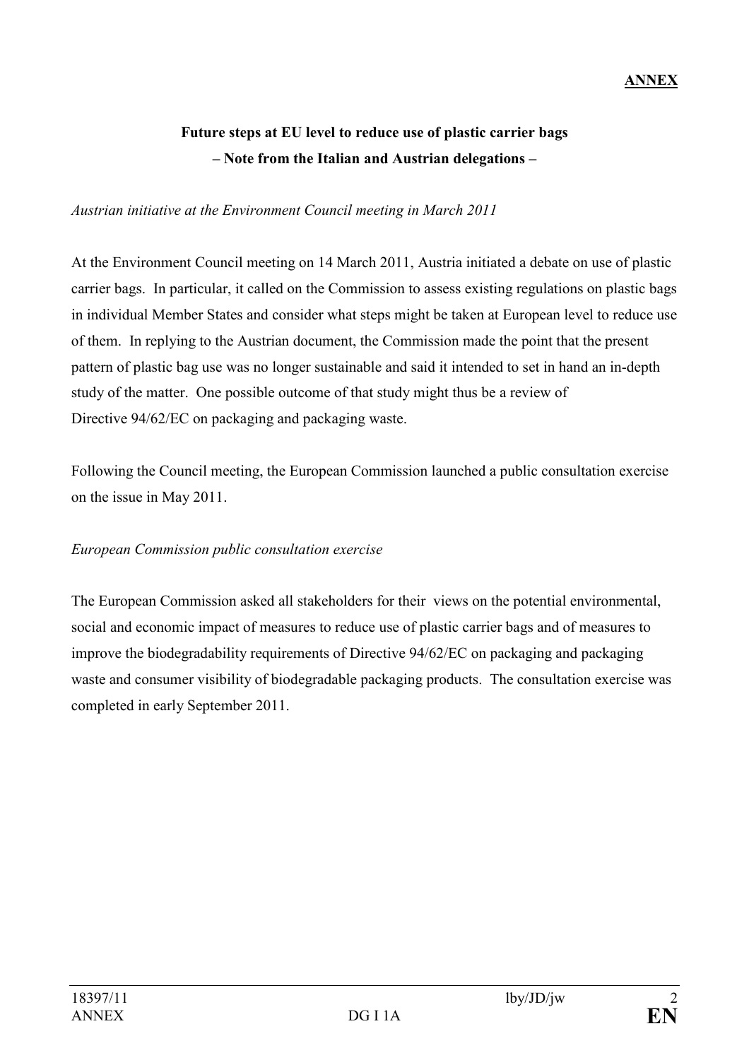**ANNEX**

**Future steps at EU level to reduce use of plastic carrier bags**
**– Note from the Italian and Austrian delegations –**

*Austrian initiative at the Environment Council meeting in March 2011*

At the Environment Council meeting on 14 March 2011, Austria initiated a debate on use of plastic carrier bags. In particular, it called on the Commission to assess existing regulations on plastic bags in individual Member States and consider what steps might be taken at European level to reduce use of them. In replying to the Austrian document, the Commission made the point that the present pattern of plastic bag use was no longer sustainable and said it intended to set in hand an in-depth study of the matter. One possible outcome of that study might thus be a review of Directive 94/62/EC on packaging and packaging waste.

Following the Council meeting, the European Commission launched a public consultation exercise on the issue in May 2011.

*European Commission public consultation exercise*

The European Commission asked all stakeholders for their views on the potential environmental, social and economic impact of measures to reduce use of plastic carrier bags and of measures to improve the biodegradability requirements of Directive 94/62/EC on packaging and packaging waste and consumer visibility of biodegradable packaging products. The consultation exercise was completed in early September 2011.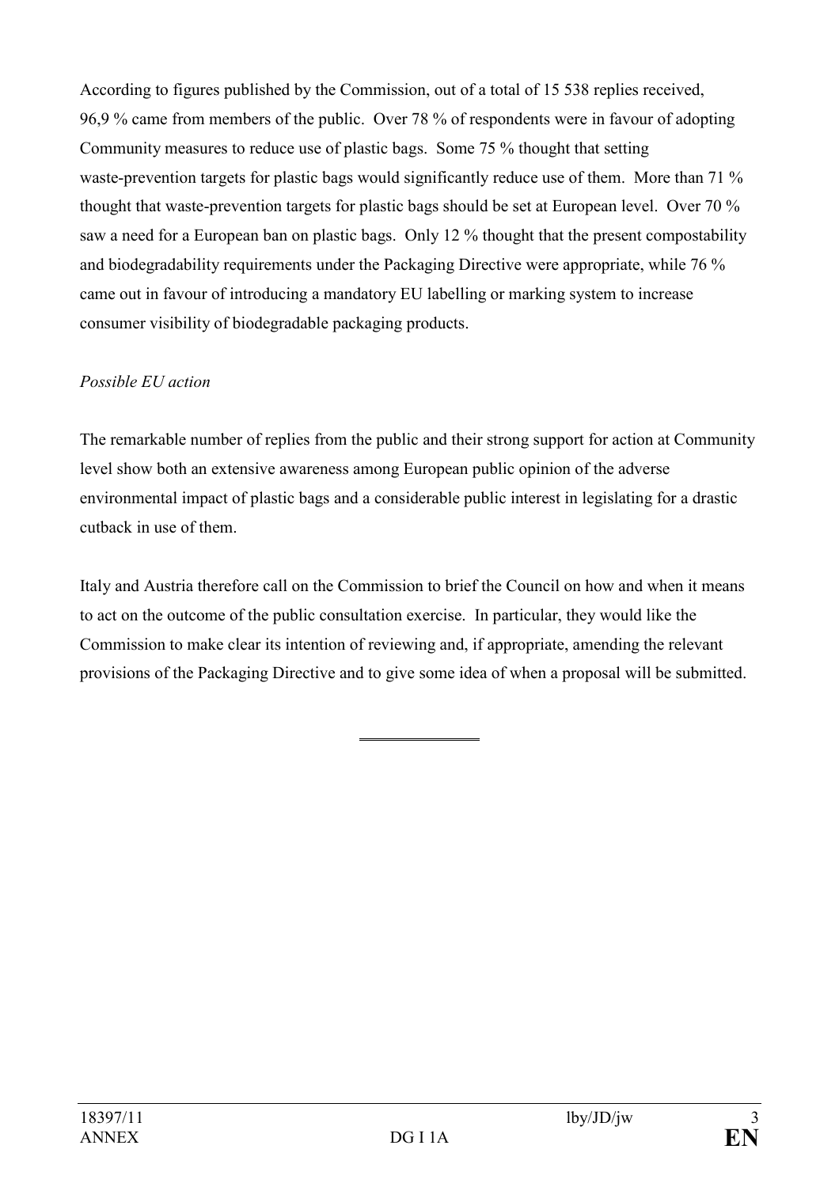According to figures published by the Commission, out of a total of 15 538 replies received, 96,9 % came from members of the public. Over 78 % of respondents were in favour of adopting Community measures to reduce use of plastic bags. Some 75 % thought that setting waste-prevention targets for plastic bags would significantly reduce use of them. More than 71 % thought that waste-prevention targets for plastic bags should be set at European level. Over 70 % saw a need for a European ban on plastic bags. Only 12 % thought that the present compostability and biodegradability requirements under the Packaging Directive were appropriate, while 76 % came out in favour of introducing a mandatory EU labelling or marking system to increase consumer visibility of biodegradable packaging products.

*Possible EU action*

The remarkable number of replies from the public and their strong support for action at Community level show both an extensive awareness among European public opinion of the adverse environmental impact of plastic bags and a considerable public interest in legislating for a drastic cutback in use of them.

Italy and Austria therefore call on the Commission to brief the Council on how and when it means to act on the outcome of the public consultation exercise. In particular, they would like the Commission to make clear its intention of reviewing and, if appropriate, amending the relevant provisions of the Packaging Directive and to give some idea of when a proposal will be submitted.